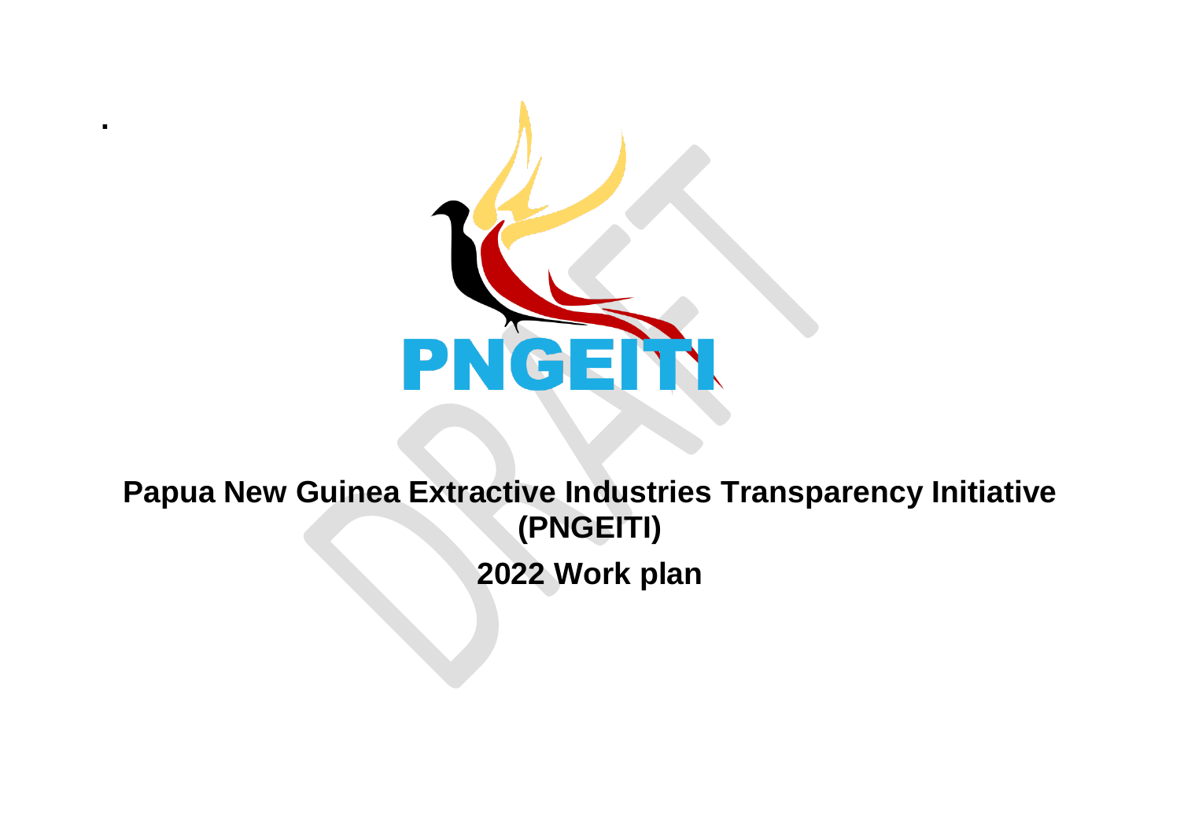# Papua New Guinea Extractive Industries Transparency Initiative (PNGEITI)

## 2022 Work plan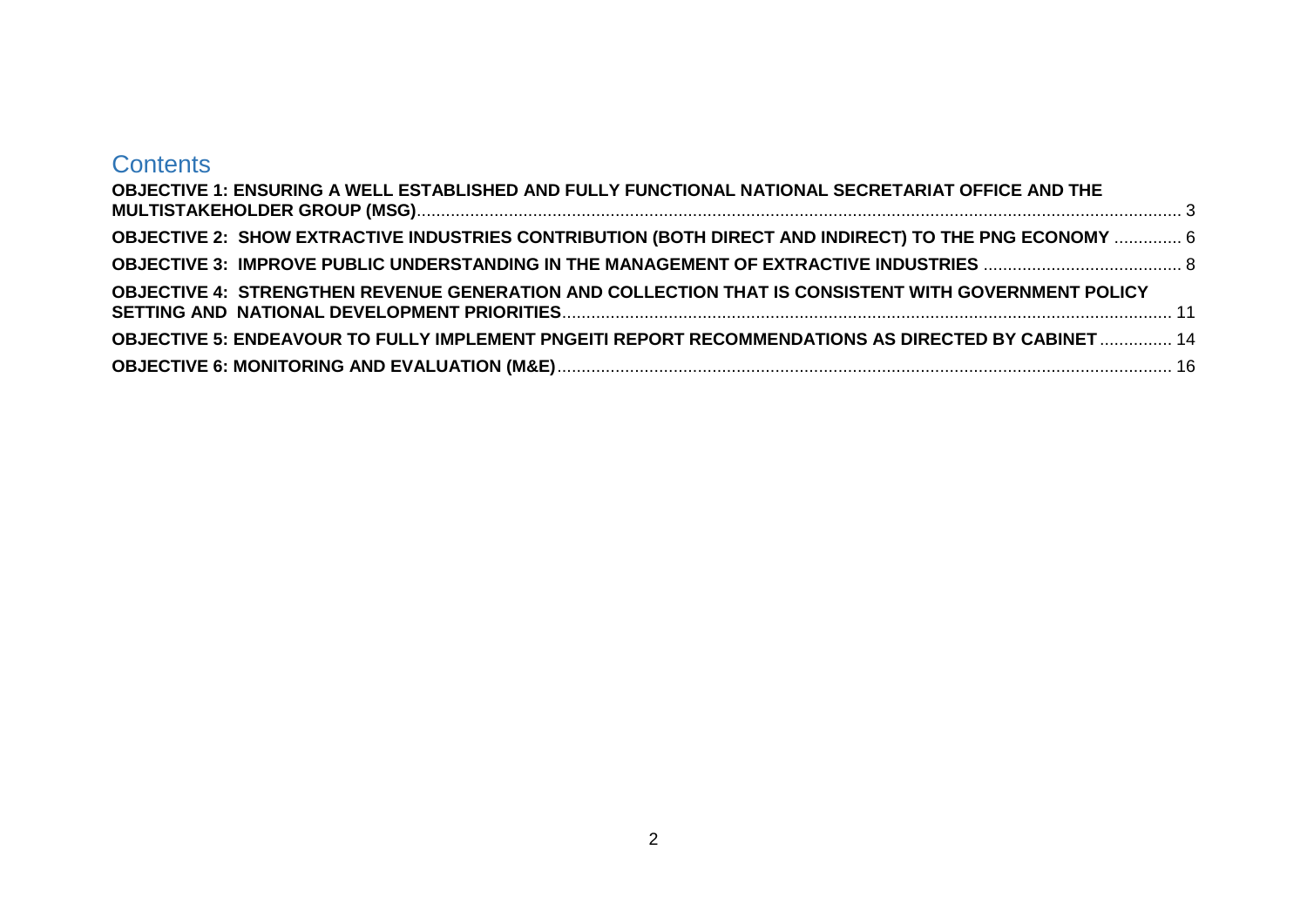# Contents

**OBJECTIVE 1: ENSURING A WELL ESTABLISHED AND FULLY FUNCTIONAL NATIONAL SECRETARIAT OFFICE AND THE MULTISTAKEHOLDER GROUP (MSG)** ........................................ 3

**OBJECTIVE 2: SHOW EXTRACTIVE INDUSTRIES CONTRIBUTION (BOTH DIRECT AND INDIRECT) TO THE PNG ECONOMY** .............. 6

**OBJECTIVE 3: IMPROVE PUBLIC UNDERSTANDING IN THE MANAGEMENT OF EXTRACTIVE INDUSTRIES** ........................................ 8

**OBJECTIVE 4: STRENGTHEN REVENUE GENERATION AND COLLECTION THAT IS CONSISTENT WITH GOVERNMENT POLICY SETTING AND NATIONAL DEVELOPMENT PRIORITIES** ........................................ 11

**OBJECTIVE 5: ENDEAVOUR TO FULLY IMPLEMENT PNGEITI REPORT RECOMMENDATIONS AS DIRECTED BY CABINET** ............... 14

**OBJECTIVE 6: MONITORING AND EVALUATION (M&E)** ........................................ 16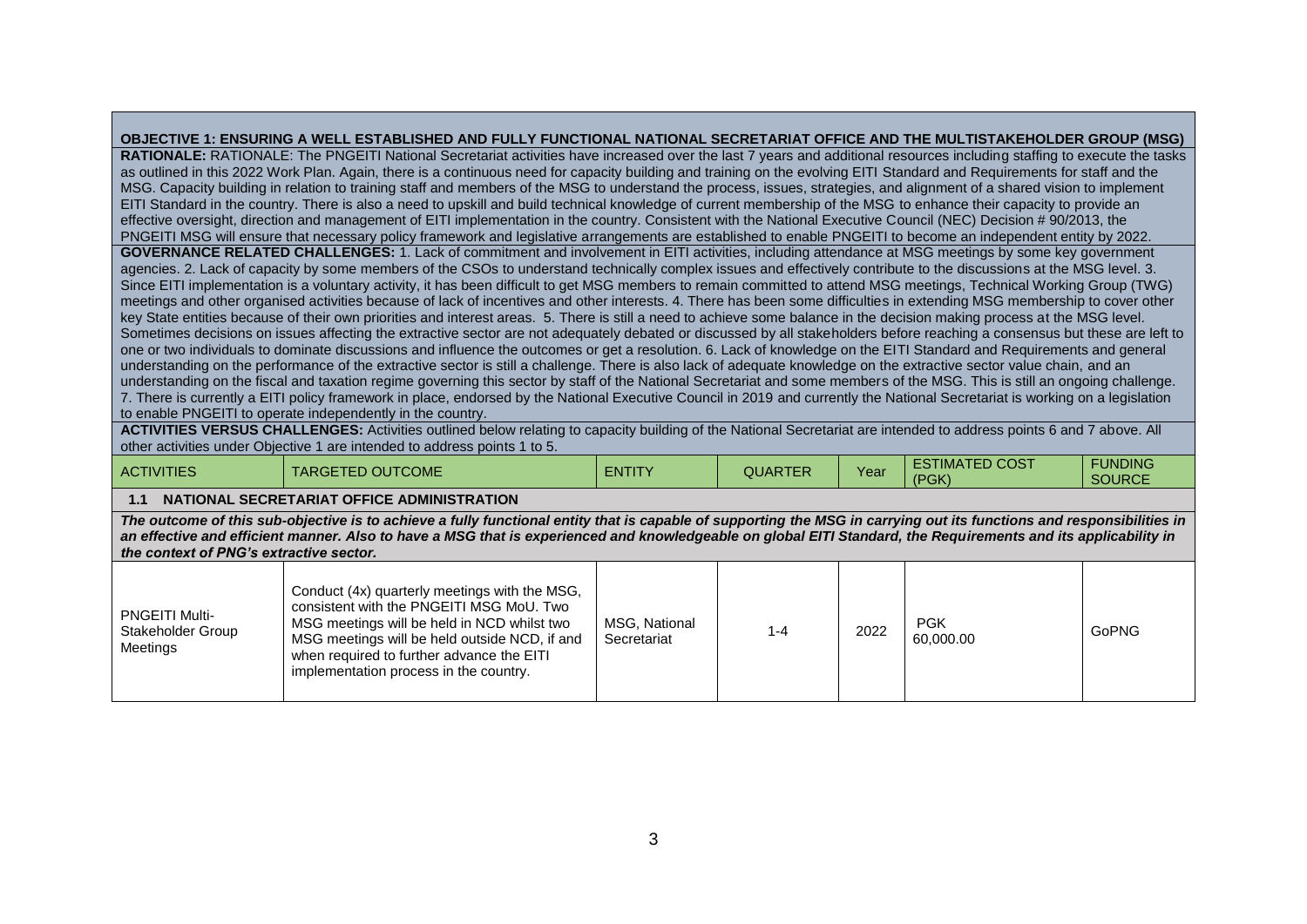**OBJECTIVE 1: ENSURING A WELL ESTABLISHED AND FULLY FUNCTIONAL NATIONAL SECRETARIAT OFFICE AND THE MULTISTAKEHOLDER GROUP (MSG)**

**RATIONALE:** RATIONALE: The PNGEITI National Secretariat activities have increased over the last 7 years and additional resources including staffing to execute the tasks as outlined in this 2022 Work Plan. Again, there is a continuous need for capacity building and training on the evolving EITI Standard and Requirements for staff and the MSG. Capacity building in relation to training staff and members of the MSG to understand the process, issues, strategies, and alignment of a shared vision to implement EITI Standard in the country. There is also a need to upskill and build technical knowledge of current membership of the MSG to enhance their capacity to provide an effective oversight, direction and management of EITI implementation in the country. Consistent with the National Executive Council (NEC) Decision # 90/2013, the PNGEITI MSG will ensure that necessary policy framework and legislative arrangements are established to enable PNGEITI to become an independent entity by 2022.

**GOVERNANCE RELATED CHALLENGES:** 1. Lack of commitment and involvement in EITI activities, including attendance at MSG meetings by some key government agencies. 2. Lack of capacity by some members of the CSOs to understand technically complex issues and effectively contribute to the discussions at the MSG level. 3. Since EITI implementation is a voluntary activity, it has been difficult to get MSG members to remain committed to attend MSG meetings, Technical Working Group (TWG) meetings and other organised activities because of lack of incentives and other interests. 4. There has been some difficulties in extending MSG membership to cover other key State entities because of their own priorities and interest areas. 5. There is still a need to achieve some balance in the decision making process at the MSG level. Sometimes decisions on issues affecting the extractive sector are not adequately debated or discussed by all stakeholders before reaching a consensus but these are left to one or two individuals to dominate discussions and influence the outcomes or get a resolution. 6. Lack of knowledge on the EITI Standard and Requirements and general understanding on the performance of the extractive sector is still a challenge. There is also lack of adequate knowledge on the extractive sector value chain, and an understanding on the fiscal and taxation regime governing this sector by staff of the National Secretariat and some members of the MSG. This is still an ongoing challenge. 7. There is currently a EITI policy framework in place, endorsed by the National Executive Council in 2019 and currently the National Secretariat is working on a legislation to enable PNGEITI to operate independently in the country.

**ACTIVITIES VERSUS CHALLENGES:** Activities outlined below relating to capacity building of the National Secretariat are intended to address points 6 and 7 above. All other activities under Objective 1 are intended to address points 1 to 5.

| ACTIVITIES | TARGETED OUTCOME | ENTITY | QUARTER | Year | ESTIMATED COST (PGK) | FUNDING SOURCE |
|---|---|---|---|---|---|---|
| **1.1 NATIONAL SECRETARIAT OFFICE ADMINISTRATION** | | | | | | |
| ***The outcome of this sub-objective is to achieve a fully functional entity that is capable of supporting the MSG in carrying out its functions and responsibilities in an effective and efficient manner. Also to have a MSG that is experienced and knowledgeable on global EITI Standard, the Requirements and its applicability in the context of PNG's extractive sector.*** | | | | | | |
| PNGEITI Multi-Stakeholder Group Meetings | Conduct (4x) quarterly meetings with the MSG, consistent with the PNGEITI MSG MoU. Two MSG meetings will be held in NCD whilst two MSG meetings will be held outside NCD, if and when required to further advance the EITI implementation process in the country. | MSG, National Secretariat | 1-4 | 2022 | PGK 60,000.00 | GoPNG |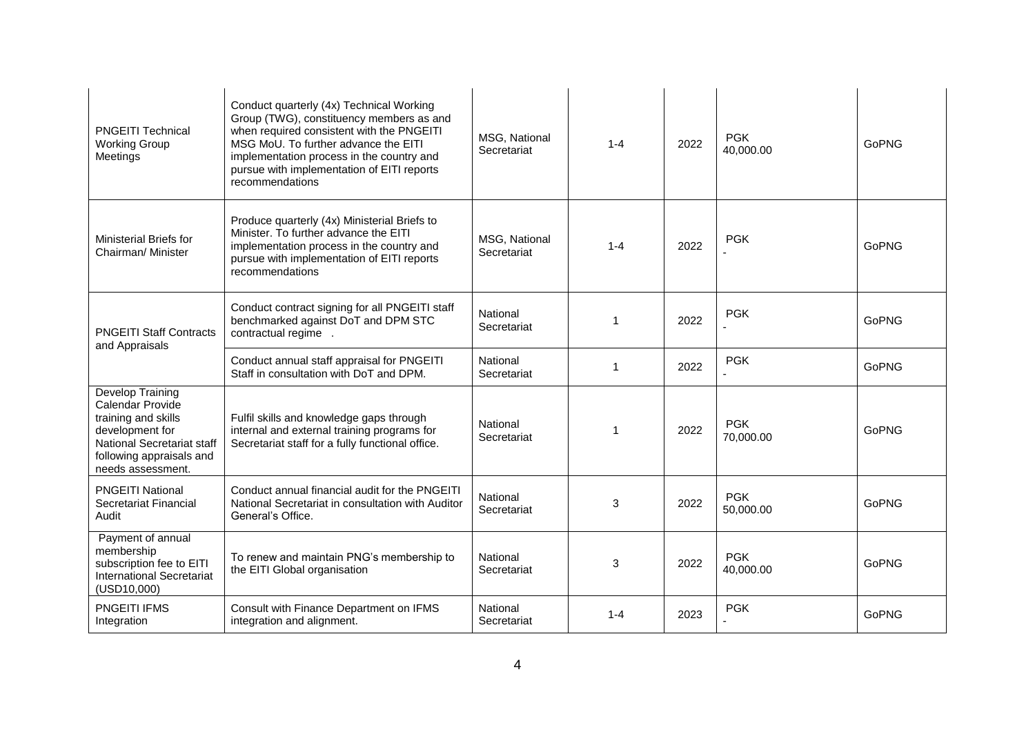| | | | | | | |
|---|---|---|---|---|---|---|
| PNGEITI Technical Working Group Meetings | Conduct quarterly (4x) Technical Working Group (TWG), constituency members as and when required consistent with the PNGEITI MSG MoU. To further advance the EITI implementation process in the country and pursue with implementation of EITI reports recommendations | MSG, National Secretariat | 1-4 | 2022 | PGK 40,000.00 | GoPNG |
| Ministerial Briefs for Chairman/ Minister | Produce quarterly (4x) Ministerial Briefs to Minister. To further advance the EITI implementation process in the country and pursue with implementation of EITI reports recommendations | MSG, National Secretariat | 1-4 | 2022 | PGK - | GoPNG |
| PNGEITI Staff Contracts and Appraisals | Conduct contract signing for all PNGEITI staff benchmarked against DoT and DPM STC contractual regime . | National Secretariat | 1 | 2022 | PGK - | GoPNG |
| | Conduct annual staff appraisal for PNGEITI Staff in consultation with DoT and DPM. | National Secretariat | 1 | 2022 | PGK - | GoPNG |
| Develop Training Calendar Provide training and skills development for National Secretariat staff following appraisals and needs assessment. | Fulfil skills and knowledge gaps through internal and external training programs for Secretariat staff for a fully functional office. | National Secretariat | 1 | 2022 | PGK 70,000.00 | GoPNG |
| PNGEITI National Secretariat Financial Audit | Conduct annual financial audit for the PNGEITI National Secretariat in consultation with Auditor General's Office. | National Secretariat | 3 | 2022 | PGK 50,000.00 | GoPNG |
| Payment of annual membership subscription fee to EITI International Secretariat (USD10,000) | To renew and maintain PNG's membership to the EITI Global organisation | National Secretariat | 3 | 2022 | PGK 40,000.00 | GoPNG |
| PNGEITI IFMS Integration | Consult with Finance Department on IFMS integration and alignment. | National Secretariat | 1-4 | 2023 | PGK - | GoPNG |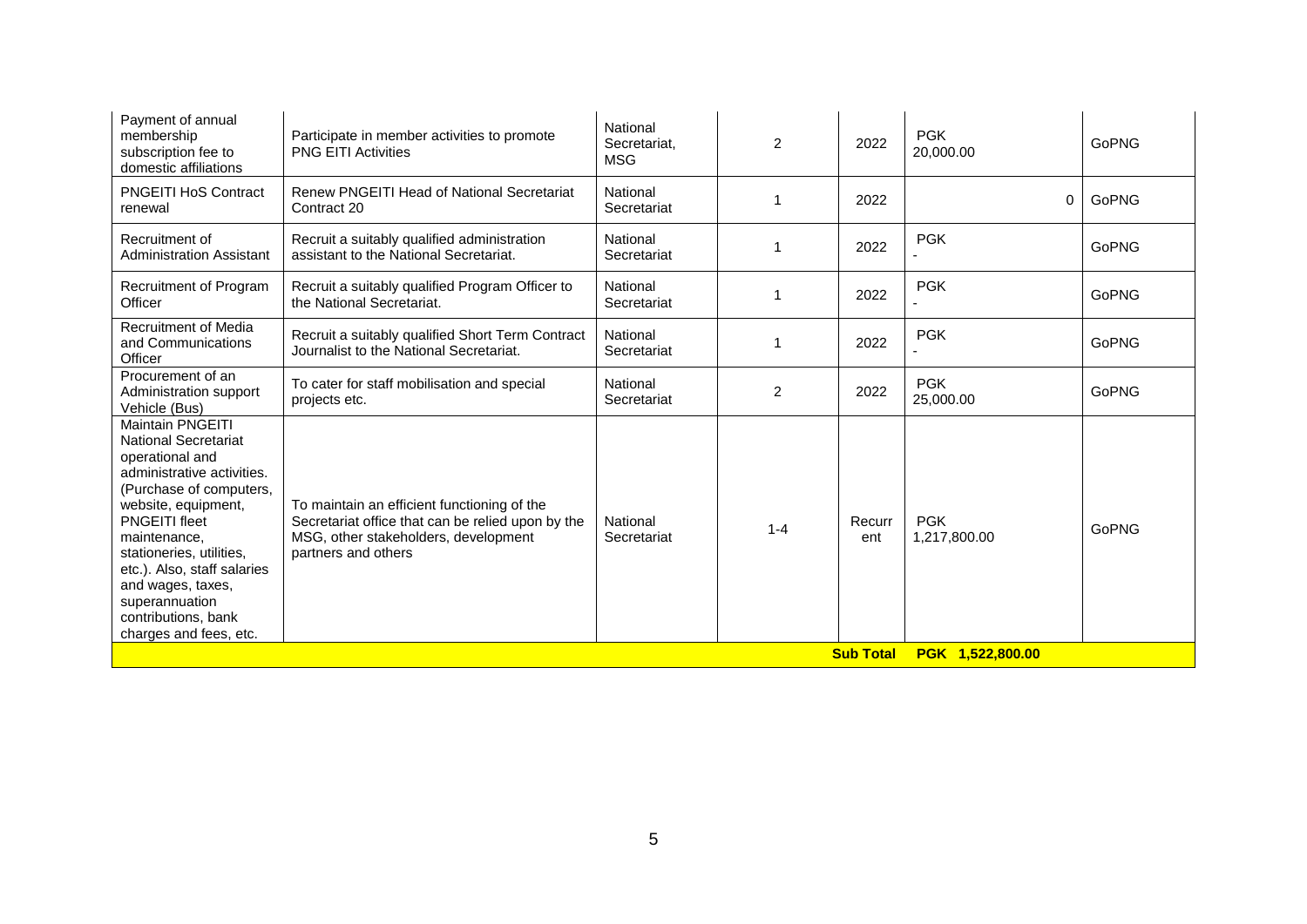| | | | | | | |
|---|---|---|---|---|---|---|
| Payment of annual membership subscription fee to domestic affiliations | Participate in member activities to promote PNG EITI Activities | National Secretariat, MSG | 2 | 2022 | PGK 20,000.00 | GoPNG |
| PNGEITI HoS Contract renewal | Renew PNGEITI Head of National Secretariat Contract 20 | National Secretariat | 1 | 2022 | 0 | GoPNG |
| Recruitment of Administration Assistant | Recruit a suitably qualified administration assistant to the National Secretariat. | National Secretariat | 1 | 2022 | PGK - | GoPNG |
| Recruitment of Program Officer | Recruit a suitably qualified Program Officer to the National Secretariat. | National Secretariat | 1 | 2022 | PGK - | GoPNG |
| Recruitment of Media and Communications Officer | Recruit a suitably qualified Short Term Contract Journalist to the National Secretariat. | National Secretariat | 1 | 2022 | PGK - | GoPNG |
| Procurement of an Administration support Vehicle (Bus) | To cater for staff mobilisation and special projects etc. | National Secretariat | 2 | 2022 | PGK 25,000.00 | GoPNG |
| Maintain PNGEITI National Secretariat operational and administrative activities. (Purchase of computers, website, equipment, PNGEITI fleet maintenance, stationeries, utilities, etc.). Also, staff salaries and wages, taxes, superannuation contributions, bank charges and fees, etc. | To maintain an efficient functioning of the Secretariat office that can be relied upon by the MSG, other stakeholders, development partners and others | National Secretariat | 1-4 | Recurrent | PGK 1,217,800.00 | GoPNG |
| | | | | **Sub Total** | **PGK 1,522,800.00** | |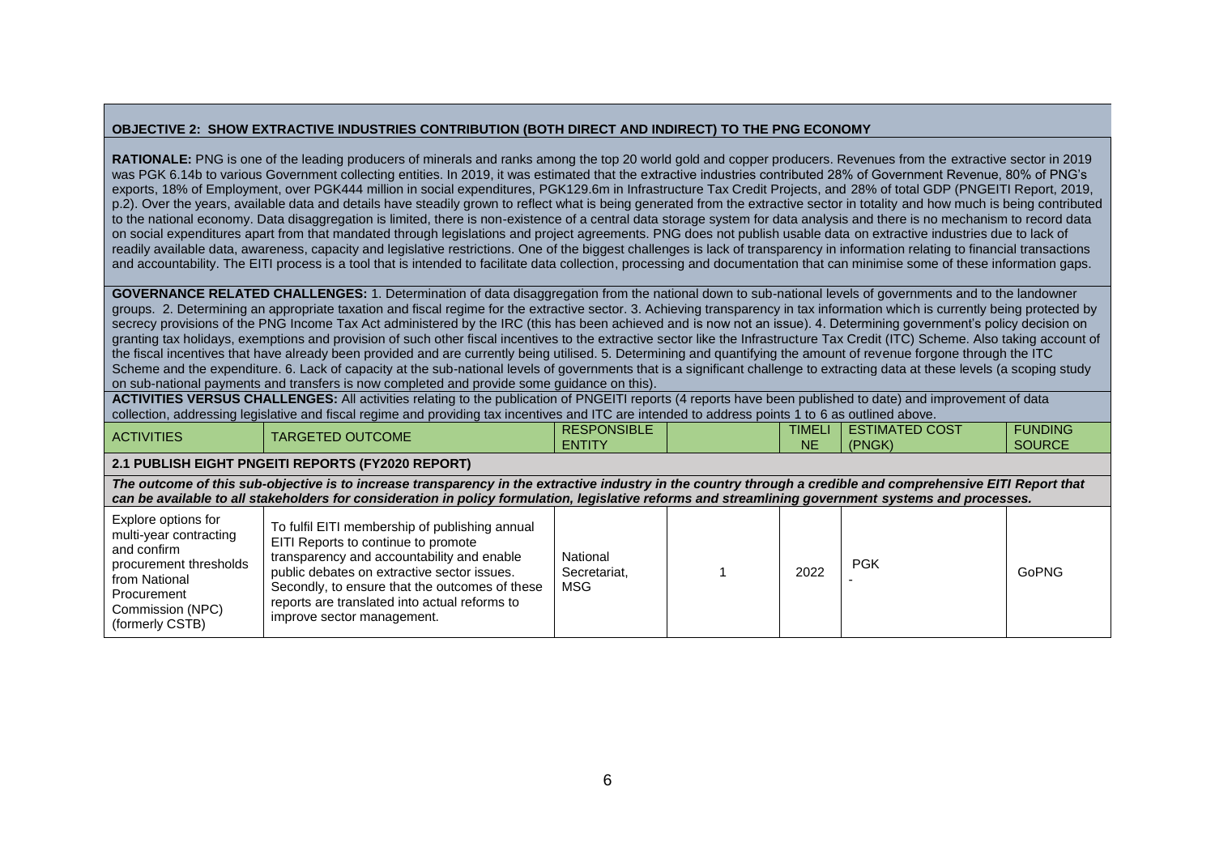**OBJECTIVE 2: SHOW EXTRACTIVE INDUSTRIES CONTRIBUTION (BOTH DIRECT AND INDIRECT) TO THE PNG ECONOMY**

**RATIONALE:** PNG is one of the leading producers of minerals and ranks among the top 20 world gold and copper producers. Revenues from the extractive sector in 2019 was PGK 6.14b to various Government collecting entities. In 2019, it was estimated that the extractive industries contributed 28% of Government Revenue, 80% of PNG's exports, 18% of Employment, over PGK444 million in social expenditures, PGK129.6m in Infrastructure Tax Credit Projects, and 28% of total GDP (PNGEITI Report, 2019, p.2). Over the years, available data and details have steadily grown to reflect what is being generated from the extractive sector in totality and how much is being contributed to the national economy. Data disaggregation is limited, there is non-existence of a central data storage system for data analysis and there is no mechanism to record data on social expenditures apart from that mandated through legislations and project agreements. PNG does not publish usable data on extractive industries due to lack of readily available data, awareness, capacity and legislative restrictions. One of the biggest challenges is lack of transparency in information relating to financial transactions and accountability. The EITI process is a tool that is intended to facilitate data collection, processing and documentation that can minimise some of these information gaps.

**GOVERNANCE RELATED CHALLENGES:** 1. Determination of data disaggregation from the national down to sub-national levels of governments and to the landowner groups. 2. Determining an appropriate taxation and fiscal regime for the extractive sector. 3. Achieving transparency in tax information which is currently being protected by secrecy provisions of the PNG Income Tax Act administered by the IRC (this has been achieved and is now not an issue). 4. Determining government's policy decision on granting tax holidays, exemptions and provision of such other fiscal incentives to the extractive sector like the Infrastructure Tax Credit (ITC) Scheme. Also taking account of the fiscal incentives that have already been provided and are currently being utilised. 5. Determining and quantifying the amount of revenue forgone through the ITC Scheme and the expenditure. 6. Lack of capacity at the sub-national levels of governments that is a significant challenge to extracting data at these levels (a scoping study on sub-national payments and transfers is now completed and provide some guidance on this).

**ACTIVITIES VERSUS CHALLENGES:** All activities relating to the publication of PNGEITI reports (4 reports have been published to date) and improvement of data collection, addressing legislative and fiscal regime and providing tax incentives and ITC are intended to address points 1 to 6 as outlined above.

| ACTIVITIES | TARGETED OUTCOME | RESPONSIBLE ENTITY | | TIMELINE | ESTIMATED COST (PNGK) | FUNDING SOURCE |
|---|---|---|---|---|---|---|
| **2.1 PUBLISH EIGHT PNGEITI REPORTS (FY2020 REPORT)** | | | | | | |
| ***The outcome of this sub-objective is to increase transparency in the extractive industry in the country through a credible and comprehensive EITI Report that can be available to all stakeholders for consideration in policy formulation, legislative reforms and streamlining government systems and processes.*** | | | | | | |
| Explore options for multi-year contracting and confirm procurement thresholds from National Procurement Commission (NPC) (formerly CSTB) | To fulfil EITI membership of publishing annual EITI Reports to continue to promote transparency and accountability and enable public debates on extractive sector issues. Secondly, to ensure that the outcomes of these reports are translated into actual reforms to improve sector management. | National Secretariat, MSG | 1 | 2022 | PGK - | GoPNG |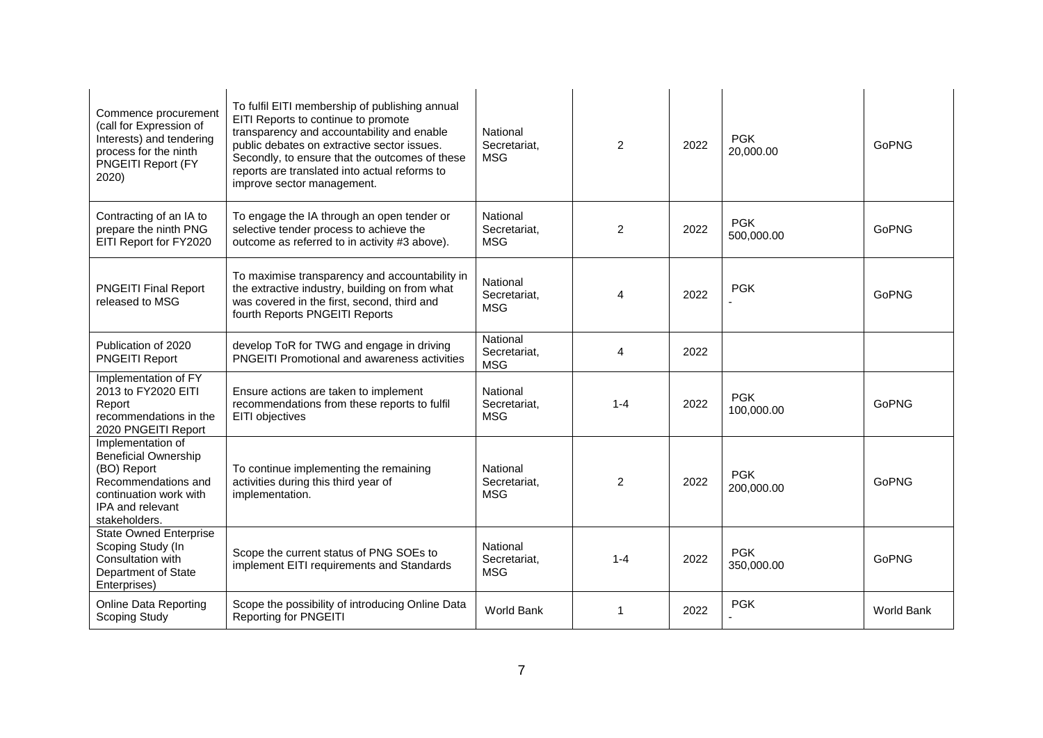| | | | | | | |
|---|---|---|---|---|---|---|
| Commence procurement (call for Expression of Interests) and tendering process for the ninth PNGEITI Report (FY 2020) | To fulfil EITI membership of publishing annual EITI Reports to continue to promote transparency and accountability and enable public debates on extractive sector issues. Secondly, to ensure that the outcomes of these reports are translated into actual reforms to improve sector management. | National Secretariat, MSG | 2 | 2022 | PGK 20,000.00 | GoPNG |
| Contracting of an IA to prepare the ninth PNG EITI Report for FY2020 | To engage the IA through an open tender or selective tender process to achieve the outcome as referred to in activity #3 above). | National Secretariat, MSG | 2 | 2022 | PGK 500,000.00 | GoPNG |
| PNGEITI Final Report released to MSG | To maximise transparency and accountability in the extractive industry, building on from what was covered in the first, second, third and fourth Reports PNGEITI Reports | National Secretariat, MSG | 4 | 2022 | PGK - | GoPNG |
| Publication of 2020 PNGEITI Report | develop ToR for TWG and engage in driving PNGEITI Promotional and awareness activities | National Secretariat, MSG | 4 | 2022 | | |
| Implementation of FY 2013 to FY2020 EITI Report recommendations in the 2020 PNGEITI Report | Ensure actions are taken to implement recommendations from these reports to fulfil EITI objectives | National Secretariat, MSG | 1-4 | 2022 | PGK 100,000.00 | GoPNG |
| Implementation of Beneficial Ownership (BO) Report Recommendations and continuation work with IPA and relevant stakeholders. | To continue implementing the remaining activities during this third year of implementation. | National Secretariat, MSG | 2 | 2022 | PGK 200,000.00 | GoPNG |
| State Owned Enterprise Scoping Study (In Consultation with Department of State Enterprises) | Scope the current status of PNG SOEs to implement EITI requirements and Standards | National Secretariat, MSG | 1-4 | 2022 | PGK 350,000.00 | GoPNG |
| Online Data Reporting Scoping Study | Scope the possibility of introducing Online Data Reporting for PNGEITI | World Bank | 1 | 2022 | PGK - | World Bank |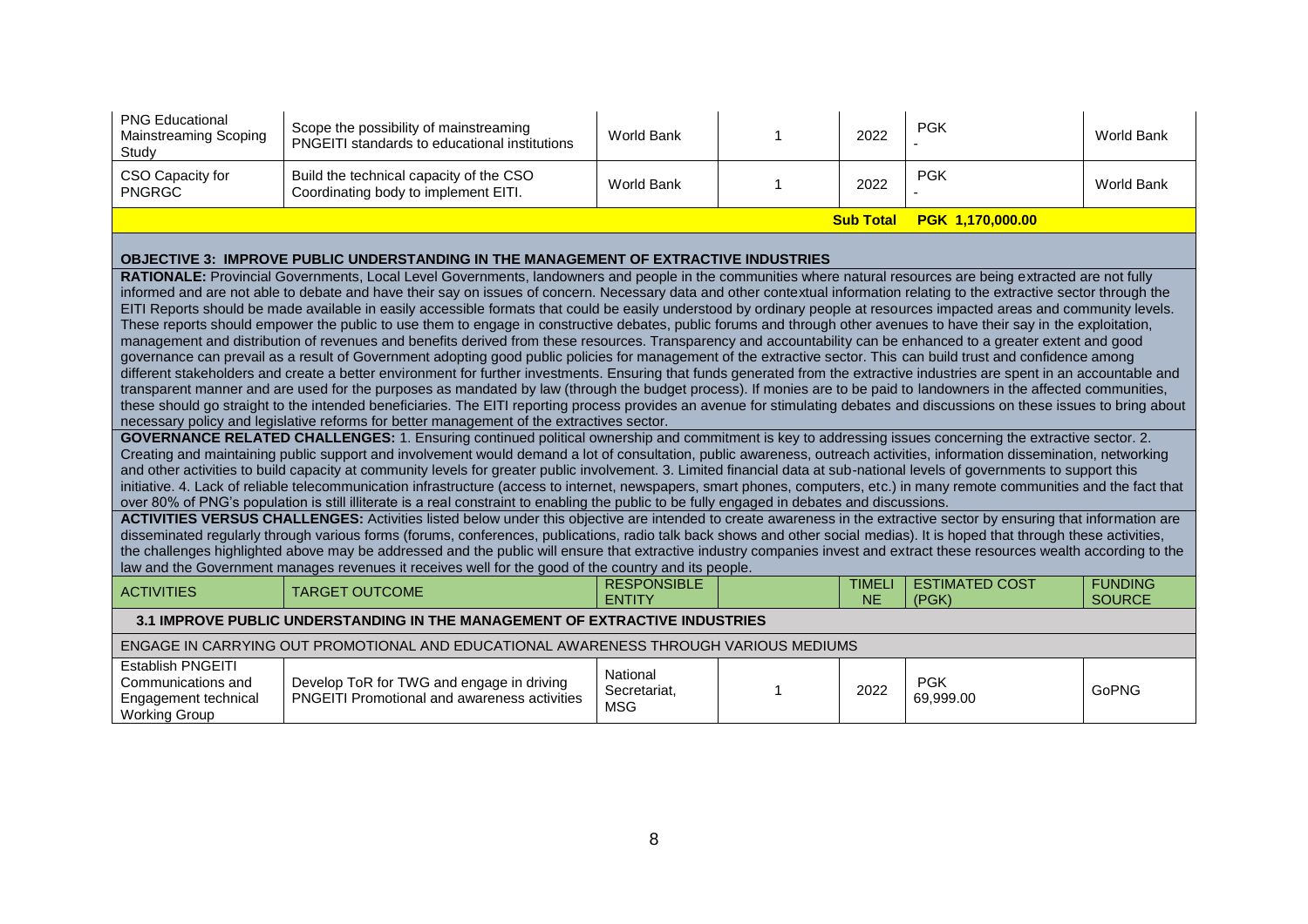| | | | | | | |
|---|---|---|---|---|---|---|
| PNG Educational Mainstreaming Scoping Study | Scope the possibility of mainstreaming PNGEITI standards to educational institutions | World Bank | 1 | 2022 | PGK - | World Bank |
| CSO Capacity for PNGRGC | Build the technical capacity of the CSO Coordinating body to implement EITI. | World Bank | 1 | 2022 | PGK - | World Bank |
| | | | | **Sub Total** | **PGK 1,170,000.00** | |

**OBJECTIVE 3: IMPROVE PUBLIC UNDERSTANDING IN THE MANAGEMENT OF EXTRACTIVE INDUSTRIES**

**RATIONALE:** Provincial Governments, Local Level Governments, landowners and people in the communities where natural resources are being extracted are not fully informed and are not able to debate and have their say on issues of concern. Necessary data and other contextual information relating to the extractive sector through the EITI Reports should be made available in easily accessible formats that could be easily understood by ordinary people at resources impacted areas and community levels. These reports should empower the public to use them to engage in constructive debates, public forums and through other avenues to have their say in the exploitation, management and distribution of revenues and benefits derived from these resources. Transparency and accountability can be enhanced to a greater extent and good governance can prevail as a result of Government adopting good public policies for management of the extractive sector. This can build trust and confidence among different stakeholders and create a better environment for further investments. Ensuring that funds generated from the extractive industries are spent in an accountable and transparent manner and are used for the purposes as mandated by law (through the budget process). If monies are to be paid to landowners in the affected communities, these should go straight to the intended beneficiaries. The EITI reporting process provides an avenue for stimulating debates and discussions on these issues to bring about necessary policy and legislative reforms for better management of the extractives sector.

**GOVERNANCE RELATED CHALLENGES:** 1. Ensuring continued political ownership and commitment is key to addressing issues concerning the extractive sector. 2. Creating and maintaining public support and involvement would demand a lot of consultation, public awareness, outreach activities, information dissemination, networking and other activities to build capacity at community levels for greater public involvement. 3. Limited financial data at sub-national levels of governments to support this initiative. 4. Lack of reliable telecommunication infrastructure (access to internet, newspapers, smart phones, computers, etc.) in many remote communities and the fact that over 80% of PNG's population is still illiterate is a real constraint to enabling the public to be fully engaged in debates and discussions.

**ACTIVITIES VERSUS CHALLENGES:** Activities listed below under this objective are intended to create awareness in the extractive sector by ensuring that information are disseminated regularly through various forms (forums, conferences, publications, radio talk back shows and other social medias). It is hoped that through these activities, the challenges highlighted above may be addressed and the public will ensure that extractive industry companies invest and extract these resources wealth according to the law and the Government manages revenues it receives well for the good of the country and its people.

| ACTIVITIES | TARGET OUTCOME | RESPONSIBLE ENTITY | | TIMELINE | ESTIMATED COST (PGK) | FUNDING SOURCE |
|---|---|---|---|---|---|---|
| **3.1 IMPROVE PUBLIC UNDERSTANDING IN THE MANAGEMENT OF EXTRACTIVE INDUSTRIES** | | | | | | |
| ENGAGE IN CARRYING OUT PROMOTIONAL AND EDUCATIONAL AWARENESS THROUGH VARIOUS MEDIUMS | | | | | | |
| Establish PNGEITI Communications and Engagement technical Working Group | Develop ToR for TWG and engage in driving PNGEITI Promotional and awareness activities | National Secretariat, MSG | 1 | 2022 | PGK 69,999.00 | GoPNG |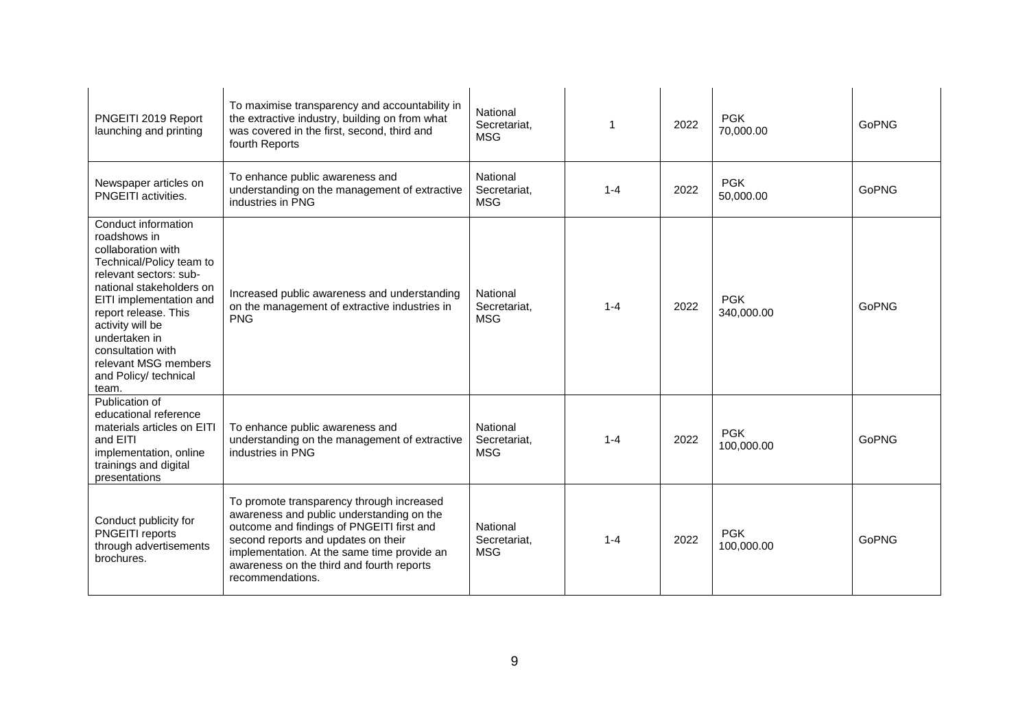| | | | | | | |
|---|---|---|---|---|---|---|
| PNGEITI 2019 Report launching and printing | To maximise transparency and accountability in the extractive industry, building on from what was covered in the first, second, third and fourth Reports | National Secretariat, MSG | 1 | 2022 | PGK 70,000.00 | GoPNG |
| Newspaper articles on PNGEITI activities. | To enhance public awareness and understanding on the management of extractive industries in PNG | National Secretariat, MSG | 1-4 | 2022 | PGK 50,000.00 | GoPNG |
| Conduct information roadshows in collaboration with Technical/Policy team to relevant sectors: sub-national stakeholders on EITI implementation and report release. This activity will be undertaken in consultation with relevant MSG members and Policy/ technical team. | Increased public awareness and understanding on the management of extractive industries in PNG | National Secretariat, MSG | 1-4 | 2022 | PGK 340,000.00 | GoPNG |
| Publication of educational reference materials articles on EITI and EITI implementation, online trainings and digital presentations | To enhance public awareness and understanding on the management of extractive industries in PNG | National Secretariat, MSG | 1-4 | 2022 | PGK 100,000.00 | GoPNG |
| Conduct publicity for PNGEITI reports through advertisements brochures. | To promote transparency through increased awareness and public understanding on the outcome and findings of PNGEITI first and second reports and updates on their implementation. At the same time provide an awareness on the third and fourth reports recommendations. | National Secretariat, MSG | 1-4 | 2022 | PGK 100,000.00 | GoPNG |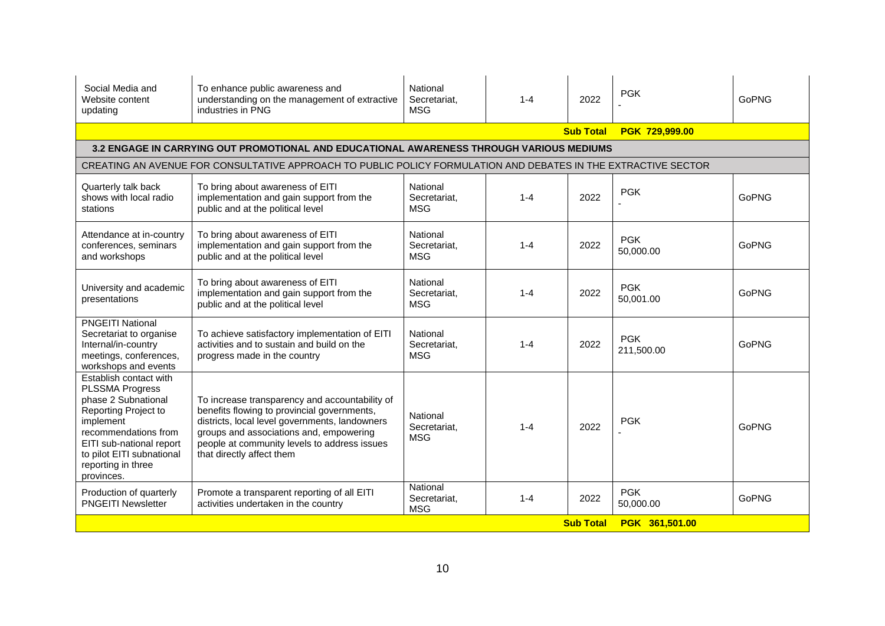| | | | | | | |
|---|---|---|---|---|---|---|
| Social Media and Website content updating | To enhance public awareness and understanding on the management of extractive industries in PNG | National Secretariat, MSG | 1-4 | 2022 | PGK - | GoPNG |
| | | | | **Sub Total** | **PGK 729,999.00** | |
| **3.2 ENGAGE IN CARRYING OUT PROMOTIONAL AND EDUCATIONAL AWARENESS THROUGH VARIOUS MEDIUMS** | | | | | | |
| CREATING AN AVENUE FOR CONSULTATIVE APPROACH TO PUBLIC POLICY FORMULATION AND DEBATES IN THE EXTRACTIVE SECTOR | | | | | | |
| Quarterly talk back shows with local radio stations | To bring about awareness of EITI implementation and gain support from the public and at the political level | National Secretariat, MSG | 1-4 | 2022 | PGK - | GoPNG |
| Attendance at in-country conferences, seminars and workshops | To bring about awareness of EITI implementation and gain support from the public and at the political level | National Secretariat, MSG | 1-4 | 2022 | PGK 50,000.00 | GoPNG |
| University and academic presentations | To bring about awareness of EITI implementation and gain support from the public and at the political level | National Secretariat, MSG | 1-4 | 2022 | PGK 50,001.00 | GoPNG |
| PNGEITI National Secretariat to organise Internal/in-country meetings, conferences, workshops and events | To achieve satisfactory implementation of EITI activities and to sustain and build on the progress made in the country | National Secretariat, MSG | 1-4 | 2022 | PGK 211,500.00 | GoPNG |
| Establish contact with PLSSMA Progress phase 2 Subnational Reporting Project to implement recommendations from EITI sub-national report to pilot EITI subnational reporting in three provinces. | To increase transparency and accountability of benefits flowing to provincial governments, districts, local level governments, landowners groups and associations and, empowering people at community levels to address issues that directly affect them | National Secretariat, MSG | 1-4 | 2022 | PGK - | GoPNG |
| Production of quarterly PNGEITI Newsletter | Promote a transparent reporting of all EITI activities undertaken in the country | National Secretariat, MSG | 1-4 | 2022 | PGK 50,000.00 | GoPNG |
| | | | | **Sub Total** | **PGK 361,501.00** | |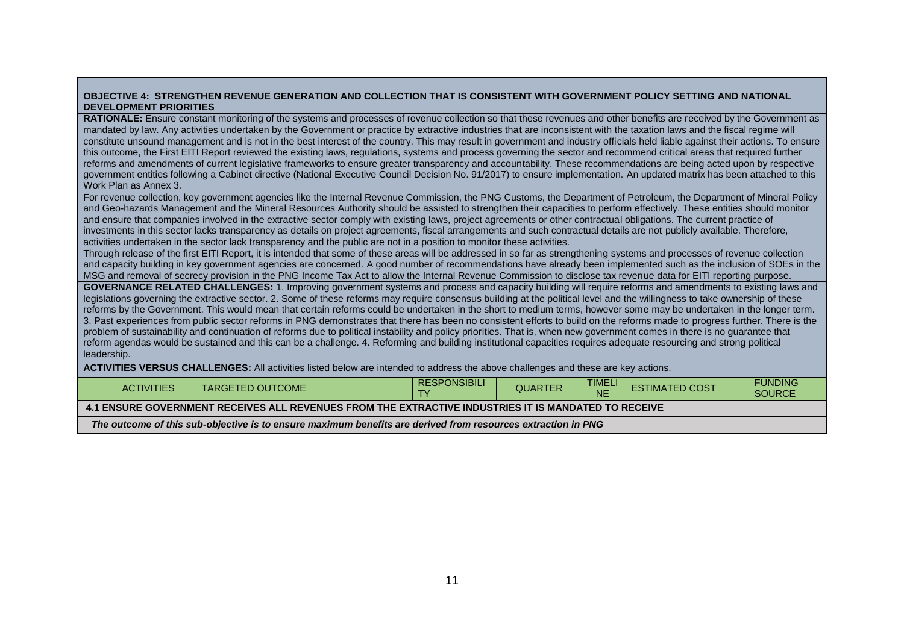**OBJECTIVE 4: STRENGTHEN REVENUE GENERATION AND COLLECTION THAT IS CONSISTENT WITH GOVERNMENT POLICY SETTING AND NATIONAL DEVELOPMENT PRIORITIES**

**RATIONALE:** Ensure constant monitoring of the systems and processes of revenue collection so that these revenues and other benefits are received by the Government as mandated by law. Any activities undertaken by the Government or practice by extractive industries that are inconsistent with the taxation laws and the fiscal regime will constitute unsound management and is not in the best interest of the country. This may result in government and industry officials held liable against their actions. To ensure this outcome, the First EITI Report reviewed the existing laws, regulations, systems and process governing the sector and recommend critical areas that required further reforms and amendments of current legislative frameworks to ensure greater transparency and accountability. These recommendations are being acted upon by respective government entities following a Cabinet directive (National Executive Council Decision No. 91/2017) to ensure implementation. An updated matrix has been attached to this Work Plan as Annex 3.

For revenue collection, key government agencies like the Internal Revenue Commission, the PNG Customs, the Department of Petroleum, the Department of Mineral Policy and Geo-hazards Management and the Mineral Resources Authority should be assisted to strengthen their capacities to perform effectively. These entities should monitor and ensure that companies involved in the extractive sector comply with existing laws, project agreements or other contractual obligations. The current practice of investments in this sector lacks transparency as details on project agreements, fiscal arrangements and such contractual details are not publicly available. Therefore, activities undertaken in the sector lack transparency and the public are not in a position to monitor these activities.

Through release of the first EITI Report, it is intended that some of these areas will be addressed in so far as strengthening systems and processes of revenue collection and capacity building in key government agencies are concerned. A good number of recommendations have already been implemented such as the inclusion of SOEs in the MSG and removal of secrecy provision in the PNG Income Tax Act to allow the Internal Revenue Commission to disclose tax revenue data for EITI reporting purpose.

**GOVERNANCE RELATED CHALLENGES:** 1. Improving government systems and process and capacity building will require reforms and amendments to existing laws and legislations governing the extractive sector. 2. Some of these reforms may require consensus building at the political level and the willingness to take ownership of these reforms by the Government. This would mean that certain reforms could be undertaken in the short to medium terms, however some may be undertaken in the longer term. 3. Past experiences from public sector reforms in PNG demonstrates that there has been no consistent efforts to build on the reforms made to progress further. There is the problem of sustainability and continuation of reforms due to political instability and policy priorities. That is, when new government comes in there is no guarantee that reform agendas would be sustained and this can be a challenge. 4. Reforming and building institutional capacities requires adequate resourcing and strong political leadership.

**ACTIVITIES VERSUS CHALLENGES:** All activities listed below are intended to address the above challenges and these are key actions.

| ACTIVITIES | TARGETED OUTCOME | RESPONSIBILITY | QUARTER | TIMELINE | ESTIMATED COST | FUNDING SOURCE |
|---|---|---|---|---|---|---|
| **4.1 ENSURE GOVERNMENT RECEIVES ALL REVENUES FROM THE EXTRACTIVE INDUSTRIES IT IS MANDATED TO RECEIVE** | | | | | | |
| ***The outcome of this sub-objective is to ensure maximum benefits are derived from resources extraction in PNG*** | | | | | | |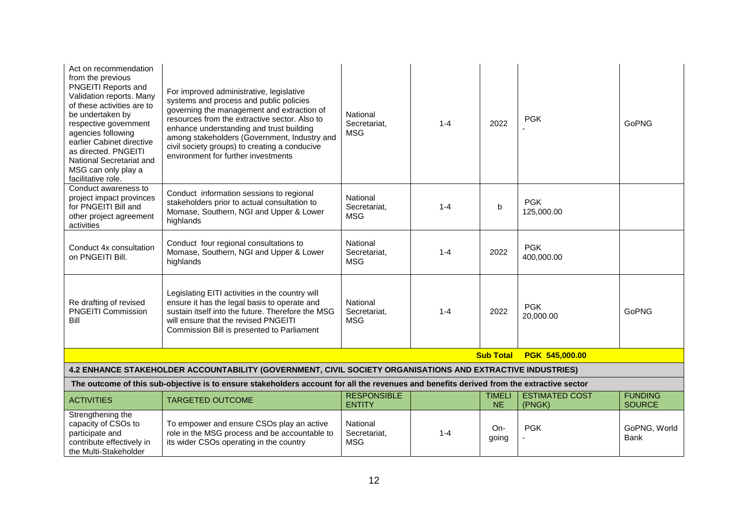| | | | | | | |
|---|---|---|---|---|---|---|
| Act on recommendation from the previous PNGEITI Reports and Validation reports. Many of these activities are to be undertaken by respective government agencies following earlier Cabinet directive as directed. PNGEITI National Secretariat and MSG can only play a facilitative role. | For improved administrative, legislative systems and process and public policies governing the management and extraction of resources from the extractive sector. Also to enhance understanding and trust building among stakeholders (Government, Industry and civil society groups) to creating a conducive environment for further investments | National Secretariat, MSG | 1-4 | 2022 | PGK - | GoPNG |
| Conduct awareness to project impact provinces for PNGEITI Bill and other project agreement activities | Conduct information sessions to regional stakeholders prior to actual consultation to Momase, Southern, NGI and Upper & Lower highlands | National Secretariat, MSG | 1-4 | b | PGK 125,000.00 | |
| Conduct 4x consultation on PNGEITI Bill. | Conduct four regional consultations to Momase, Southern, NGI and Upper & Lower highlands | National Secretariat, MSG | 1-4 | 2022 | PGK 400,000.00 | |
| Re drafting of revised PNGEITI Commission Bill | Legislating EITI activities in the country will ensure it has the legal basis to operate and sustain itself into the future. Therefore the MSG will ensure that the revised PNGEITI Commission Bill is presented to Parliament | National Secretariat, MSG | 1-4 | 2022 | PGK 20,000.00 | GoPNG |
| | | | | **Sub Total** | **PGK 545,000.00** | |

**4.2 ENHANCE STAKEHOLDER ACCOUNTABILITY (GOVERNMENT, CIVIL SOCIETY ORGANISATIONS AND EXTRACTIVE INDUSTRIES)**

**The outcome of this sub-objective is to ensure stakeholders account for all the revenues and benefits derived from the extractive sector**

| ACTIVITIES | TARGETED OUTCOME | RESPONSIBLE ENTITY | | TIMELINE | ESTIMATED COST (PNGK) | FUNDING SOURCE |
|---|---|---|---|---|---|---|
| Strengthening the capacity of CSOs to participate and contribute effectively in the Multi-Stakeholder | To empower and ensure CSOs play an active role in the MSG process and be accountable to its wider CSOs operating in the country | National Secretariat, MSG | 1-4 | On-going | PGK - | GoPNG, World Bank |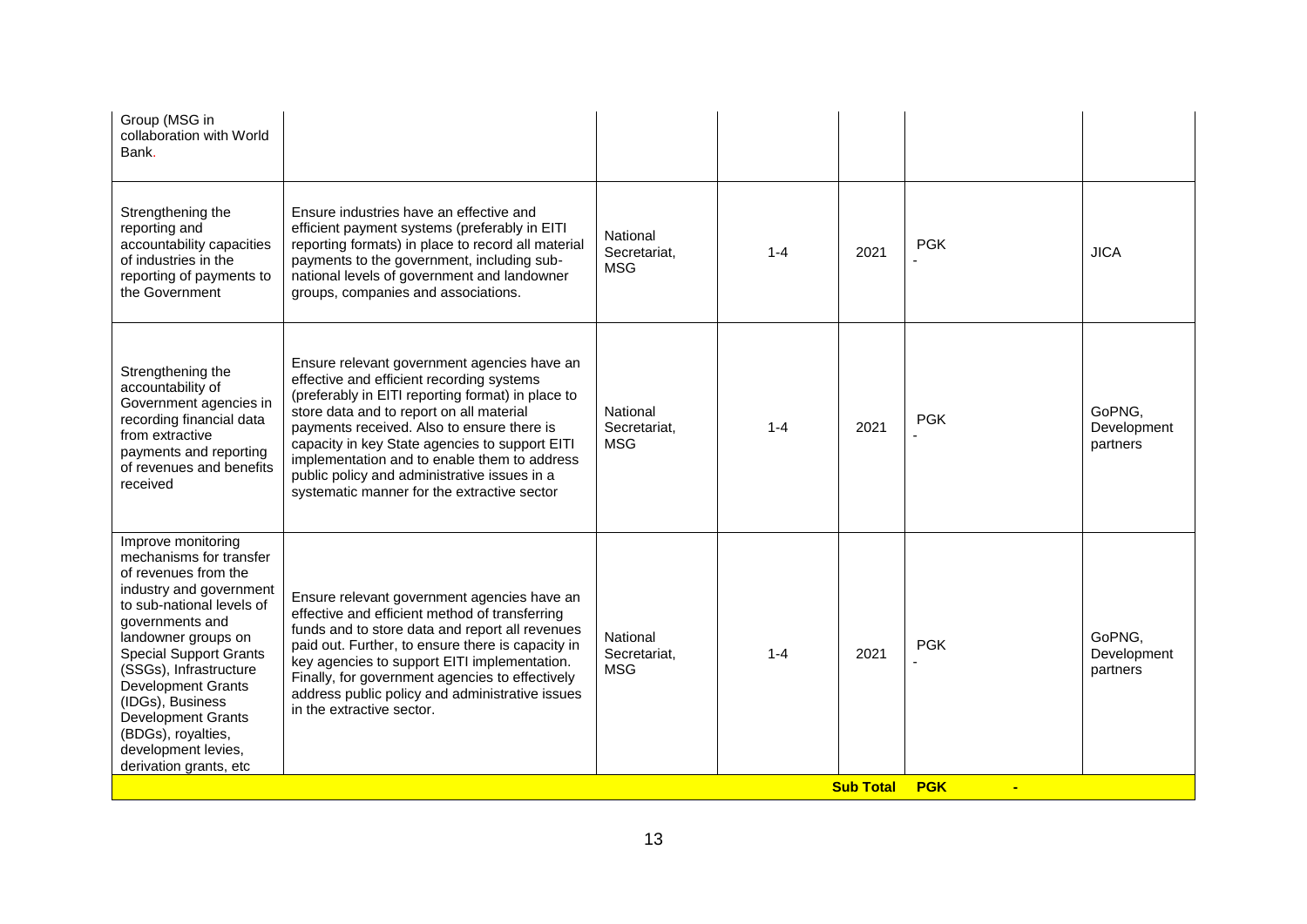| | | | | | | |
|---|---|---|---|---|---|---|
| Group (MSG in collaboration with World Bank. | | | | | | |
| Strengthening the reporting and accountability capacities of industries in the reporting of payments to the Government | Ensure industries have an effective and efficient payment systems (preferably in EITI reporting formats) in place to record all material payments to the government, including sub-national levels of government and landowner groups, companies and associations. | National Secretariat, MSG | 1-4 | 2021 | PGK - | JICA |
| Strengthening the accountability of Government agencies in recording financial data from extractive payments and reporting of revenues and benefits received | Ensure relevant government agencies have an effective and efficient recording systems (preferably in EITI reporting format) in place to store data and to report on all material payments received. Also to ensure there is capacity in key State agencies to support EITI implementation and to enable them to address public policy and administrative issues in a systematic manner for the extractive sector | National Secretariat, MSG | 1-4 | 2021 | PGK - | GoPNG, Development partners |
| Improve monitoring mechanisms for transfer of revenues from the industry and government to sub-national levels of governments and landowner groups on Special Support Grants (SSGs), Infrastructure Development Grants (IDGs), Business Development Grants (BDGs), royalties, development levies, derivation grants, etc | Ensure relevant government agencies have an effective and efficient method of transferring funds and to store data and report all revenues paid out. Further, to ensure there is capacity in key agencies to support EITI implementation. Finally, for government agencies to effectively address public policy and administrative issues in the extractive sector. | National Secretariat, MSG | 1-4 | 2021 | PGK - | GoPNG, Development partners |
| | | | | **Sub Total** | **PGK -** | |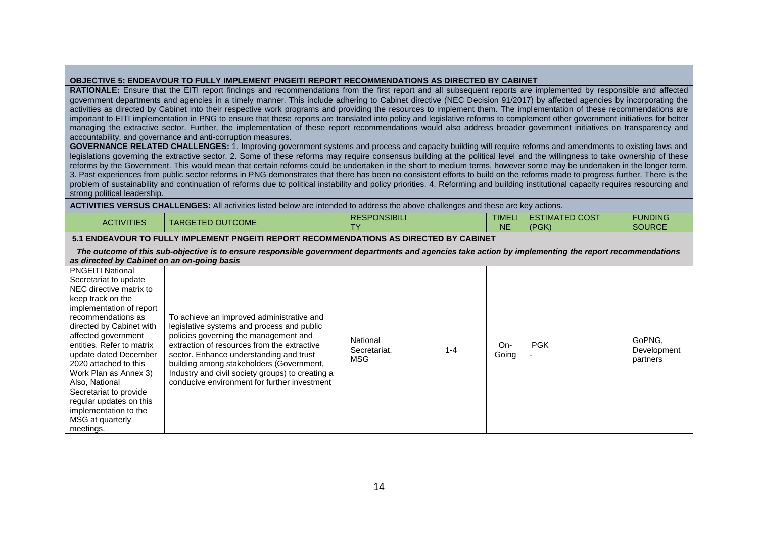**OBJECTIVE 5: ENDEAVOUR TO FULLY IMPLEMENT PNGEITI REPORT RECOMMENDATIONS AS DIRECTED BY CABINET**

**RATIONALE:** Ensure that the EITI report findings and recommendations from the first report and all subsequent reports are implemented by responsible and affected government departments and agencies in a timely manner. This include adhering to Cabinet directive (NEC Decision 91/2017) by affected agencies by incorporating the activities as directed by Cabinet into their respective work programs and providing the resources to implement them. The implementation of these recommendations are important to EITI implementation in PNG to ensure that these reports are translated into policy and legislative reforms to complement other government initiatives for better managing the extractive sector. Further, the implementation of these report recommendations would also address broader government initiatives on transparency and accountability, and governance and anti-corruption measures.

**GOVERNANCE RELATED CHALLENGES:** 1. Improving government systems and process and capacity building will require reforms and amendments to existing laws and legislations governing the extractive sector. 2. Some of these reforms may require consensus building at the political level and the willingness to take ownership of these reforms by the Government. This would mean that certain reforms could be undertaken in the short to medium terms, however some may be undertaken in the longer term. 3. Past experiences from public sector reforms in PNG demonstrates that there has been no consistent efforts to build on the reforms made to progress further. There is the problem of sustainability and continuation of reforms due to political instability and policy priorities. 4. Reforming and building institutional capacity requires resourcing and strong political leadership.

**ACTIVITIES VERSUS CHALLENGES:** All activities listed below are intended to address the above challenges and these are key actions.

| ACTIVITIES | TARGETED OUTCOME | RESPONSIBILITY | | TIMELINE | ESTIMATED COST (PGK) | FUNDING SOURCE |
|---|---|---|---|---|---|---|
| **5.1 ENDEAVOUR TO FULLY IMPLEMENT PNGEITI REPORT RECOMMENDATIONS AS DIRECTED BY CABINET** | | | | | | |
| ***The outcome of this sub-objective is to ensure responsible government departments and agencies take action by implementing the report recommendations as directed by Cabinet on an on-going basis*** | | | | | | |
| PNGEITI National Secretariat to update NEC directive matrix to keep track on the implementation of report recommendations as directed by Cabinet with affected government entities. Refer to matrix update dated December 2020 attached to this Work Plan as Annex 3) Also, National Secretariat to provide regular updates on this implementation to the MSG at quarterly meetings. | To achieve an improved administrative and legislative systems and process and public policies governing the management and extraction of resources from the extractive sector. Enhance understanding and trust building among stakeholders (Government, Industry and civil society groups) to creating a conducive environment for further investment | National Secretariat, MSG | 1-4 | On-Going | PGK - | GoPNG, Development partners |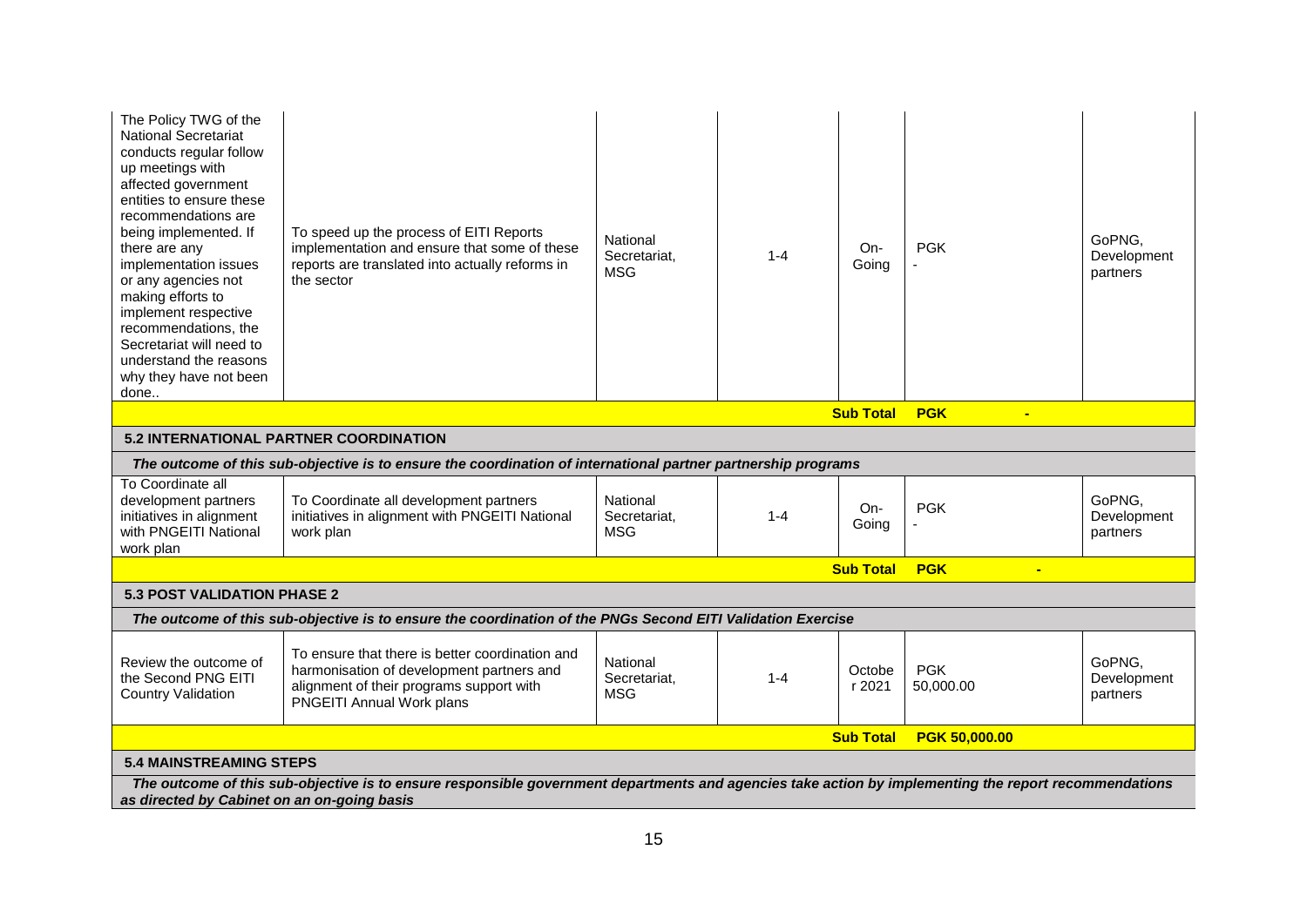| | | | | | | |
|---|---|---|---|---|---|---|
| The Policy TWG of the National Secretariat conducts regular follow up meetings with affected government entities to ensure these recommendations are being implemented. If there are any implementation issues or any agencies not making efforts to implement respective recommendations, the Secretariat will need to understand the reasons why they have not been done.. | To speed up the process of EITI Reports implementation and ensure that some of these reports are translated into actually reforms in the sector | National Secretariat, MSG | 1-4 | On-Going | PGK - | GoPNG, Development partners |
| | | | | **Sub Total** | **PGK -** | |
| **5.2 INTERNATIONAL PARTNER COORDINATION** | | | | | | |
| ***The outcome of this sub-objective is to ensure the coordination of international partner partnership programs*** | | | | | | |
| To Coordinate all development partners initiatives in alignment with PNGEITI National work plan | To Coordinate all development partners initiatives in alignment with PNGEITI National work plan | National Secretariat, MSG | 1-4 | On-Going | PGK - | GoPNG, Development partners |
| | | | | **Sub Total** | **PGK -** | |
| **5.3 POST VALIDATION PHASE 2** | | | | | | |
| ***The outcome of this sub-objective is to ensure the coordination of the PNGs Second EITI Validation Exercise*** | | | | | | |
| Review the outcome of the Second PNG EITI Country Validation | To ensure that there is better coordination and harmonisation of development partners and alignment of their programs support with PNGEITI Annual Work plans | National Secretariat, MSG | 1-4 | October 2021 | PGK 50,000.00 | GoPNG, Development partners |
| | | | | **Sub Total** | **PGK 50,000.00** | |
| **5.4 MAINSTREAMING STEPS** | | | | | | |
| ***The outcome of this sub-objective is to ensure responsible government departments and agencies take action by implementing the report recommendations as directed by Cabinet on an on-going basis*** | | | | | | |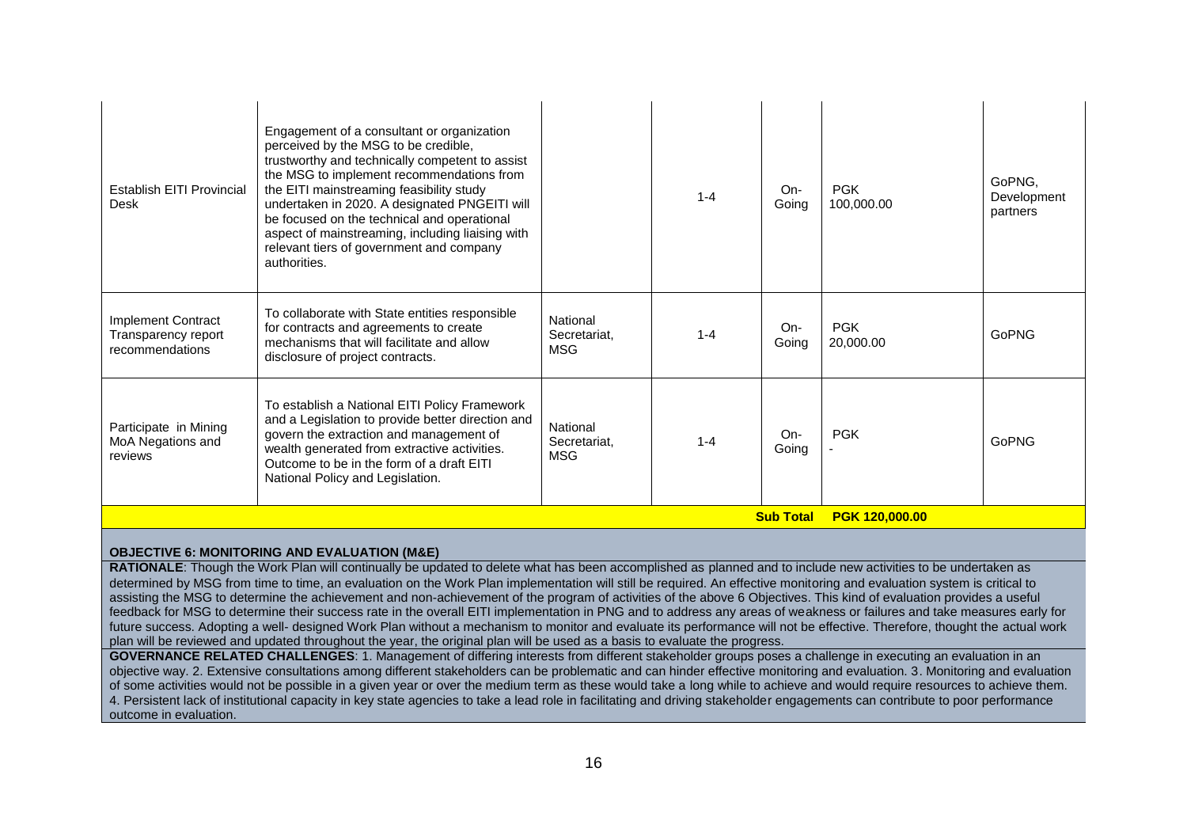| | | | | | | |
|---|---|---|---|---|---|---|
| Establish EITI Provincial Desk | Engagement of a consultant or organization perceived by the MSG to be credible, trustworthy and technically competent to assist the MSG to implement recommendations from the EITI mainstreaming feasibility study undertaken in 2020. A designated PNGEITI will be focused on the technical and operational aspect of mainstreaming, including liaising with relevant tiers of government and company authorities. | | 1-4 | On-Going | PGK 100,000.00 | GoPNG, Development partners |
| Implement Contract Transparency report recommendations | To collaborate with State entities responsible for contracts and agreements to create mechanisms that will facilitate and allow disclosure of project contracts. | National Secretariat, MSG | 1-4 | On-Going | PGK 20,000.00 | GoPNG |
| Participate in Mining MoA Negations and reviews | To establish a National EITI Policy Framework and a Legislation to provide better direction and govern the extraction and management of wealth generated from extractive activities. Outcome to be in the form of a draft EITI National Policy and Legislation. | National Secretariat, MSG | 1-4 | On-Going | PGK - | GoPNG |
| | | | | **Sub Total** | **PGK 120,000.00** | |

**OBJECTIVE 6: MONITORING AND EVALUATION (M&E)**

**RATIONALE**: Though the Work Plan will continually be updated to delete what has been accomplished as planned and to include new activities to be undertaken as determined by MSG from time to time, an evaluation on the Work Plan implementation will still be required. An effective monitoring and evaluation system is critical to assisting the MSG to determine the achievement and non-achievement of the program of activities of the above 6 Objectives. This kind of evaluation provides a useful feedback for MSG to determine their success rate in the overall EITI implementation in PNG and to address any areas of weakness or failures and take measures early for future success. Adopting a well- designed Work Plan without a mechanism to monitor and evaluate its performance will not be effective. Therefore, thought the actual work plan will be reviewed and updated throughout the year, the original plan will be used as a basis to evaluate the progress.

**GOVERNANCE RELATED CHALLENGES**: 1. Management of differing interests from different stakeholder groups poses a challenge in executing an evaluation in an objective way. 2. Extensive consultations among different stakeholders can be problematic and can hinder effective monitoring and evaluation. 3. Monitoring and evaluation of some activities would not be possible in a given year or over the medium term as these would take a long while to achieve and would require resources to achieve them. 4. Persistent lack of institutional capacity in key state agencies to take a lead role in facilitating and driving stakeholder engagements can contribute to poor performance outcome in evaluation.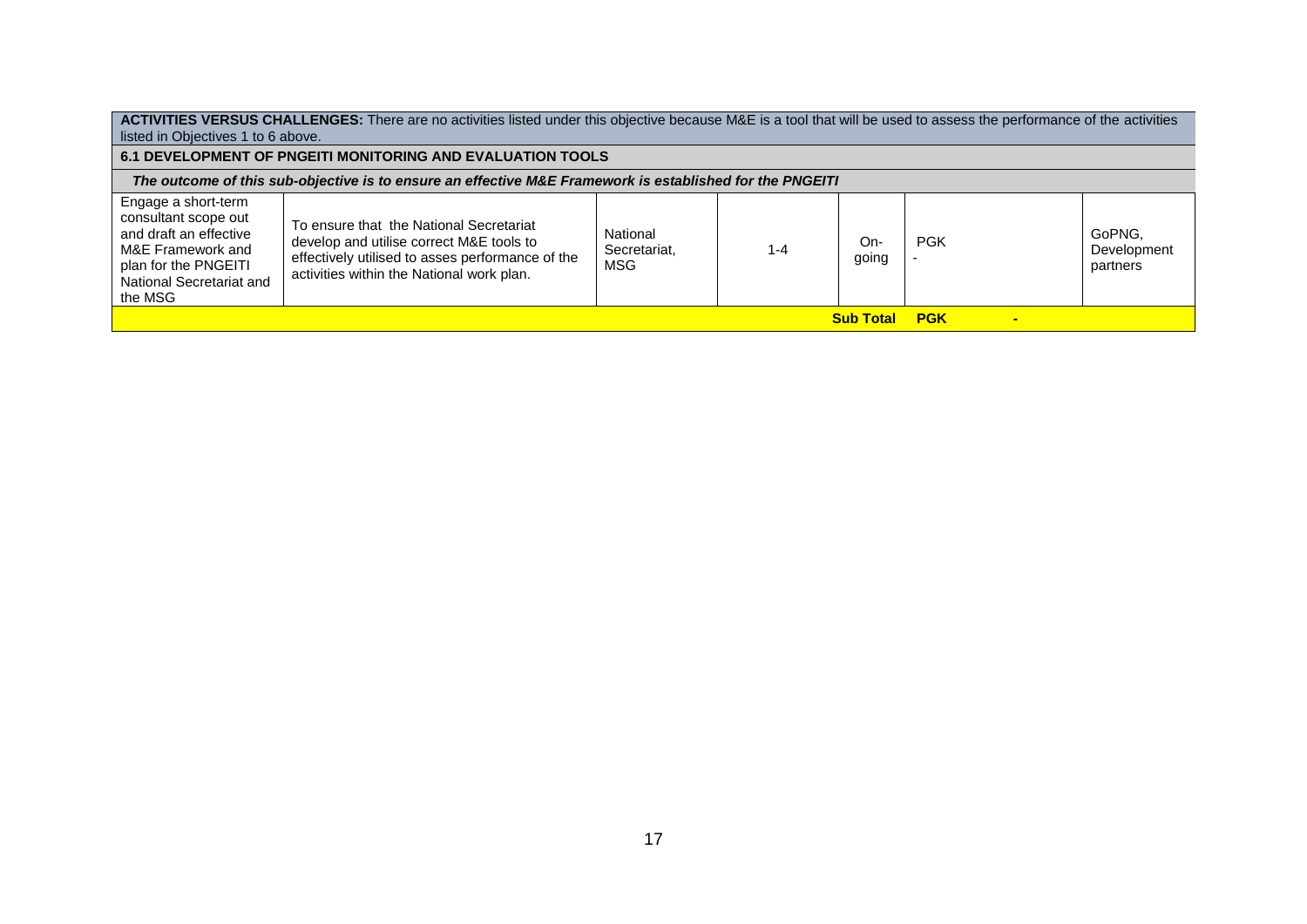| | | | | | | |
|---|---|---|---|---|---|---|
| **ACTIVITIES VERSUS CHALLENGES:** There are no activities listed under this objective because M&E is a tool that will be used to assess the performance of the activities listed in Objectives 1 to 6 above. | | | | | | |
| **6.1 DEVELOPMENT OF PNGEITI MONITORING AND EVALUATION TOOLS** | | | | | | |
| ***The outcome of this sub-objective is to ensure an effective M&E Framework is established for the PNGEITI*** | | | | | | |
| Engage a short-term consultant scope out and draft an effective M&E Framework and plan for the PNGEITI National Secretariat and the MSG | To ensure that the National Secretariat develop and utilise correct M&E tools to effectively utilised to asses performance of the activities within the National work plan. | National Secretariat, MSG | 1-4 | On-going | PGK - | GoPNG, Development partners |
| | | | | **Sub Total** | **PGK -** | |